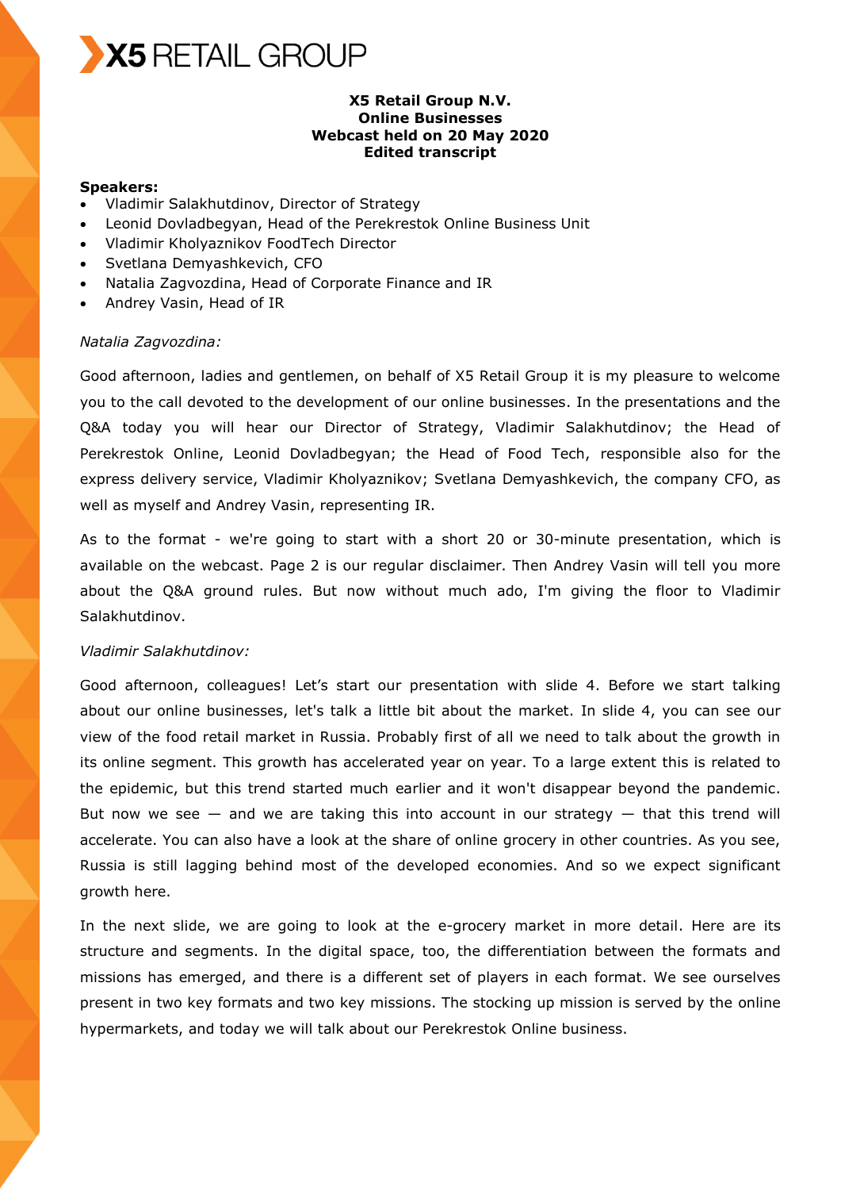**X5 Retail Group N.V.**
**Online Businesses**
**Webcast held on 20 May 2020**
**Edited transcript**

**Speakers:**

- Vladimir Salakhutdinov, Director of Strategy
- Leonid Dovladbegyan, Head of the Perekrestok Online Business Unit
- Vladimir Kholyaznikov FoodTech Director
- Svetlana Demyashkevich, CFO
- Natalia Zagvozdina, Head of Corporate Finance and IR
- Andrey Vasin, Head of IR

*Natalia Zagvozdina:*

Good afternoon, ladies and gentlemen, on behalf of X5 Retail Group it is my pleasure to welcome you to the call devoted to the development of our online businesses. In the presentations and the Q&A today you will hear our Director of Strategy, Vladimir Salakhutdinov; the Head of Perekrestok Online, Leonid Dovladbegyan; the Head of Food Tech, responsible also for the express delivery service, Vladimir Kholyaznikov; Svetlana Demyashkevich, the company CFO, as well as myself and Andrey Vasin, representing IR.

As to the format - we're going to start with a short 20 or 30-minute presentation, which is available on the webcast. Page 2 is our regular disclaimer. Then Andrey Vasin will tell you more about the Q&A ground rules. But now without much ado, I'm giving the floor to Vladimir Salakhutdinov.

*Vladimir Salakhutdinov:*

Good afternoon, colleagues! Let's start our presentation with slide 4. Before we start talking about our online businesses, let's talk a little bit about the market. In slide 4, you can see our view of the food retail market in Russia. Probably first of all we need to talk about the growth in its online segment. This growth has accelerated year on year. To a large extent this is related to the epidemic, but this trend started much earlier and it won't disappear beyond the pandemic. But now we see — and we are taking this into account in our strategy — that this trend will accelerate. You can also have a look at the share of online grocery in other countries. As you see, Russia is still lagging behind most of the developed economies. And so we expect significant growth here.

In the next slide, we are going to look at the e-grocery market in more detail. Here are its structure and segments. In the digital space, too, the differentiation between the formats and missions has emerged, and there is a different set of players in each format. We see ourselves present in two key formats and two key missions. The stocking up mission is served by the online hypermarkets, and today we will talk about our Perekrestok Online business.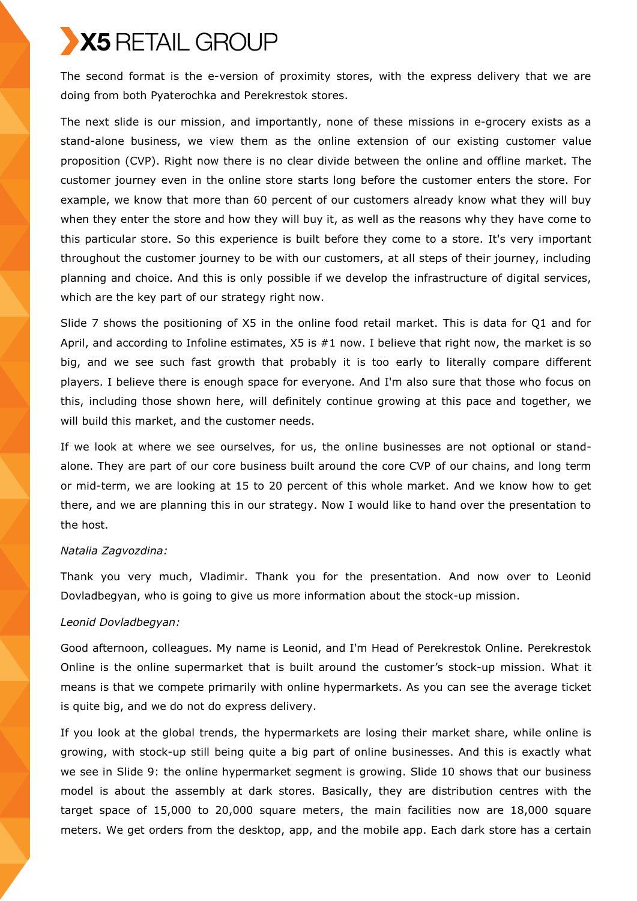The second format is the e-version of proximity stores, with the express delivery that we are doing from both Pyaterochka and Perekrestok stores.

The next slide is our mission, and importantly, none of these missions in e-grocery exists as a stand-alone business, we view them as the online extension of our existing customer value proposition (CVP). Right now there is no clear divide between the online and offline market. The customer journey even in the online store starts long before the customer enters the store. For example, we know that more than 60 percent of our customers already know what they will buy when they enter the store and how they will buy it, as well as the reasons why they have come to this particular store. So this experience is built before they come to a store. It's very important throughout the customer journey to be with our customers, at all steps of their journey, including planning and choice. And this is only possible if we develop the infrastructure of digital services, which are the key part of our strategy right now.

Slide 7 shows the positioning of X5 in the online food retail market. This is data for Q1 and for April, and according to Infoline estimates, X5 is #1 now. I believe that right now, the market is so big, and we see such fast growth that probably it is too early to literally compare different players. I believe there is enough space for everyone. And I'm also sure that those who focus on this, including those shown here, will definitely continue growing at this pace and together, we will build this market, and the customer needs.

If we look at where we see ourselves, for us, the online businesses are not optional or stand-alone. They are part of our core business built around the core CVP of our chains, and long term or mid-term, we are looking at 15 to 20 percent of this whole market. And we know how to get there, and we are planning this in our strategy. Now I would like to hand over the presentation to the host.

*Natalia Zagvozdina:*

Thank you very much, Vladimir. Thank you for the presentation. And now over to Leonid Dovladbegyan, who is going to give us more information about the stock-up mission.

*Leonid Dovladbegyan:*

Good afternoon, colleagues. My name is Leonid, and I'm Head of Perekrestok Online. Perekrestok Online is the online supermarket that is built around the customer's stock-up mission. What it means is that we compete primarily with online hypermarkets. As you can see the average ticket is quite big, and we do not do express delivery.

If you look at the global trends, the hypermarkets are losing their market share, while online is growing, with stock-up still being quite a big part of online businesses. And this is exactly what we see in Slide 9: the online hypermarket segment is growing. Slide 10 shows that our business model is about the assembly at dark stores. Basically, they are distribution centres with the target space of 15,000 to 20,000 square meters, the main facilities now are 18,000 square meters. We get orders from the desktop, app, and the mobile app. Each dark store has a certain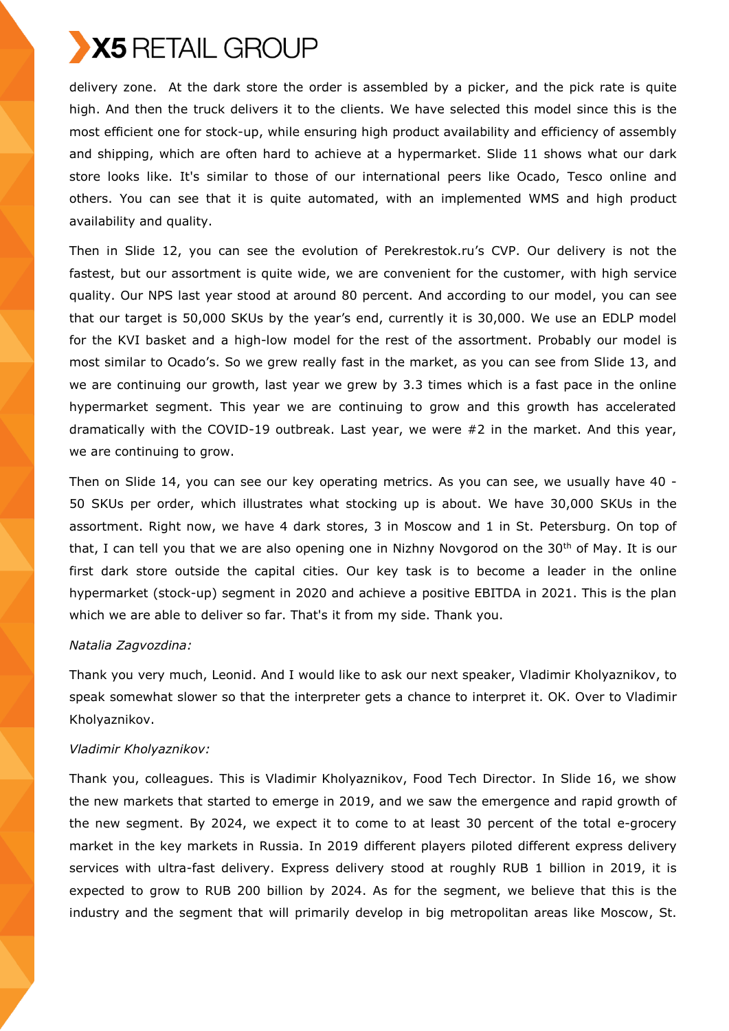delivery zone. At the dark store the order is assembled by a picker, and the pick rate is quite high. And then the truck delivers it to the clients. We have selected this model since this is the most efficient one for stock-up, while ensuring high product availability and efficiency of assembly and shipping, which are often hard to achieve at a hypermarket. Slide 11 shows what our dark store looks like. It's similar to those of our international peers like Ocado, Tesco online and others. You can see that it is quite automated, with an implemented WMS and high product availability and quality.

Then in Slide 12, you can see the evolution of Perekrestok.ru's CVP. Our delivery is not the fastest, but our assortment is quite wide, we are convenient for the customer, with high service quality. Our NPS last year stood at around 80 percent. And according to our model, you can see that our target is 50,000 SKUs by the year's end, currently it is 30,000. We use an EDLP model for the KVI basket and a high-low model for the rest of the assortment. Probably our model is most similar to Ocado's. So we grew really fast in the market, as you can see from Slide 13, and we are continuing our growth, last year we grew by 3.3 times which is a fast pace in the online hypermarket segment. This year we are continuing to grow and this growth has accelerated dramatically with the COVID-19 outbreak. Last year, we were #2 in the market. And this year, we are continuing to grow.

Then on Slide 14, you can see our key operating metrics. As you can see, we usually have 40 - 50 SKUs per order, which illustrates what stocking up is about. We have 30,000 SKUs in the assortment. Right now, we have 4 dark stores, 3 in Moscow and 1 in St. Petersburg. On top of that, I can tell you that we are also opening one in Nizhny Novgorod on the 30th of May. It is our first dark store outside the capital cities. Our key task is to become a leader in the online hypermarket (stock-up) segment in 2020 and achieve a positive EBITDA in 2021. This is the plan which we are able to deliver so far. That's it from my side. Thank you.

*Natalia Zagvozdina:*

Thank you very much, Leonid. And I would like to ask our next speaker, Vladimir Kholyaznikov, to speak somewhat slower so that the interpreter gets a chance to interpret it. OK. Over to Vladimir Kholyaznikov.

*Vladimir Kholyaznikov:*

Thank you, colleagues. This is Vladimir Kholyaznikov, Food Tech Director. In Slide 16, we show the new markets that started to emerge in 2019, and we saw the emergence and rapid growth of the new segment. By 2024, we expect it to come to at least 30 percent of the total e-grocery market in the key markets in Russia. In 2019 different players piloted different express delivery services with ultra-fast delivery. Express delivery stood at roughly RUB 1 billion in 2019, it is expected to grow to RUB 200 billion by 2024. As for the segment, we believe that this is the industry and the segment that will primarily develop in big metropolitan areas like Moscow, St.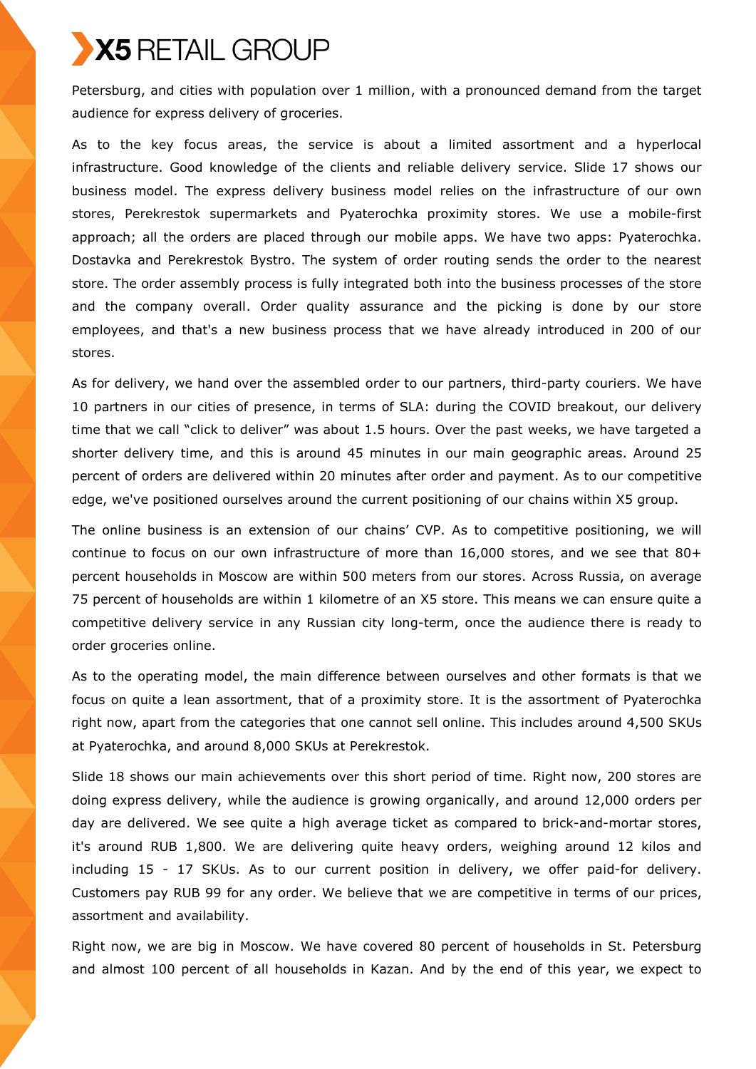Petersburg, and cities with population over 1 million, with a pronounced demand from the target audience for express delivery of groceries.

As to the key focus areas, the service is about a limited assortment and a hyperlocal infrastructure. Good knowledge of the clients and reliable delivery service. Slide 17 shows our business model. The express delivery business model relies on the infrastructure of our own stores, Perekrestok supermarkets and Pyaterochka proximity stores. We use a mobile-first approach; all the orders are placed through our mobile apps. We have two apps: Pyaterochka. Dostavka and Perekrestok Bystro. The system of order routing sends the order to the nearest store. The order assembly process is fully integrated both into the business processes of the store and the company overall. Order quality assurance and the picking is done by our store employees, and that's a new business process that we have already introduced in 200 of our stores.

As for delivery, we hand over the assembled order to our partners, third-party couriers. We have 10 partners in our cities of presence, in terms of SLA: during the COVID breakout, our delivery time that we call "click to deliver" was about 1.5 hours. Over the past weeks, we have targeted a shorter delivery time, and this is around 45 minutes in our main geographic areas. Around 25 percent of orders are delivered within 20 minutes after order and payment. As to our competitive edge, we've positioned ourselves around the current positioning of our chains within X5 group.

The online business is an extension of our chains' CVP. As to competitive positioning, we will continue to focus on our own infrastructure of more than 16,000 stores, and we see that 80+ percent households in Moscow are within 500 meters from our stores. Across Russia, on average 75 percent of households are within 1 kilometre of an X5 store. This means we can ensure quite a competitive delivery service in any Russian city long-term, once the audience there is ready to order groceries online.

As to the operating model, the main difference between ourselves and other formats is that we focus on quite a lean assortment, that of a proximity store. It is the assortment of Pyaterochka right now, apart from the categories that one cannot sell online. This includes around 4,500 SKUs at Pyaterochka, and around 8,000 SKUs at Perekrestok.

Slide 18 shows our main achievements over this short period of time. Right now, 200 stores are doing express delivery, while the audience is growing organically, and around 12,000 orders per day are delivered. We see quite a high average ticket as compared to brick-and-mortar stores, it's around RUB 1,800. We are delivering quite heavy orders, weighing around 12 kilos and including 15 - 17 SKUs. As to our current position in delivery, we offer paid-for delivery. Customers pay RUB 99 for any order. We believe that we are competitive in terms of our prices, assortment and availability.

Right now, we are big in Moscow. We have covered 80 percent of households in St. Petersburg and almost 100 percent of all households in Kazan. And by the end of this year, we expect to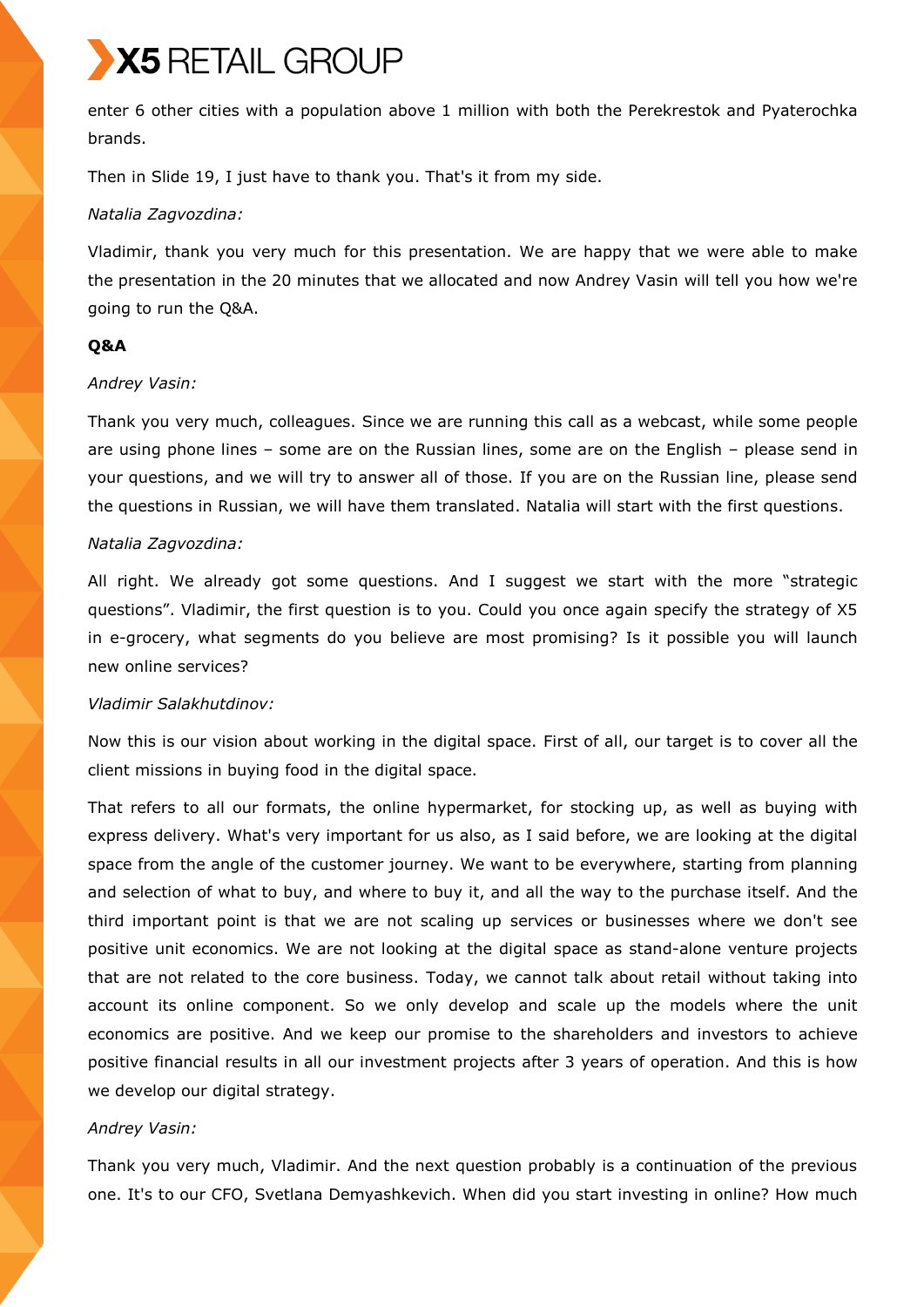enter 6 other cities with a population above 1 million with both the Perekrestok and Pyaterochka brands.

Then in Slide 19, I just have to thank you. That's it from my side.

*Natalia Zagvozdina:*

Vladimir, thank you very much for this presentation. We are happy that we were able to make the presentation in the 20 minutes that we allocated and now Andrey Vasin will tell you how we're going to run the Q&A.

**Q&A**

*Andrey Vasin:*

Thank you very much, colleagues. Since we are running this call as a webcast, while some people are using phone lines – some are on the Russian lines, some are on the English – please send in your questions, and we will try to answer all of those. If you are on the Russian line, please send the questions in Russian, we will have them translated. Natalia will start with the first questions.

*Natalia Zagvozdina:*

All right. We already got some questions. And I suggest we start with the more "strategic questions". Vladimir, the first question is to you. Could you once again specify the strategy of X5 in e-grocery, what segments do you believe are most promising? Is it possible you will launch new online services?

*Vladimir Salakhutdinov:*

Now this is our vision about working in the digital space. First of all, our target is to cover all the client missions in buying food in the digital space.

That refers to all our formats, the online hypermarket, for stocking up, as well as buying with express delivery. What's very important for us also, as I said before, we are looking at the digital space from the angle of the customer journey. We want to be everywhere, starting from planning and selection of what to buy, and where to buy it, and all the way to the purchase itself. And the third important point is that we are not scaling up services or businesses where we don't see positive unit economics. We are not looking at the digital space as stand-alone venture projects that are not related to the core business. Today, we cannot talk about retail without taking into account its online component. So we only develop and scale up the models where the unit economics are positive. And we keep our promise to the shareholders and investors to achieve positive financial results in all our investment projects after 3 years of operation. And this is how we develop our digital strategy.

*Andrey Vasin:*

Thank you very much, Vladimir. And the next question probably is a continuation of the previous one. It's to our CFO, Svetlana Demyashkevich. When did you start investing in online? How much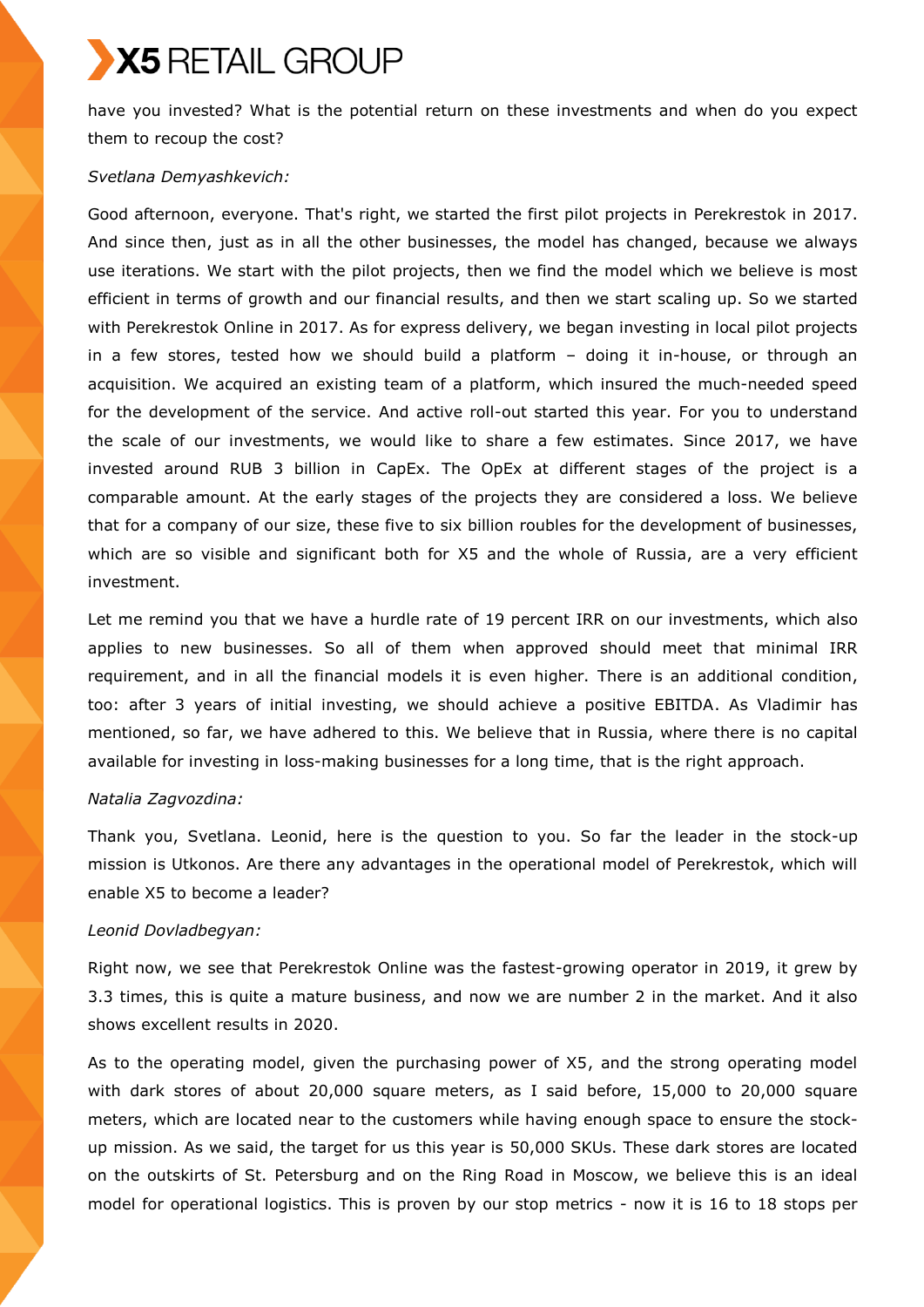have you invested? What is the potential return on these investments and when do you expect them to recoup the cost?

*Svetlana Demyashkevich:*

Good afternoon, everyone. That's right, we started the first pilot projects in Perekrestok in 2017. And since then, just as in all the other businesses, the model has changed, because we always use iterations. We start with the pilot projects, then we find the model which we believe is most efficient in terms of growth and our financial results, and then we start scaling up. So we started with Perekrestok Online in 2017. As for express delivery, we began investing in local pilot projects in a few stores, tested how we should build a platform – doing it in-house, or through an acquisition. We acquired an existing team of a platform, which insured the much-needed speed for the development of the service. And active roll-out started this year. For you to understand the scale of our investments, we would like to share a few estimates. Since 2017, we have invested around RUB 3 billion in CapEx. The OpEx at different stages of the project is a comparable amount. At the early stages of the projects they are considered a loss. We believe that for a company of our size, these five to six billion roubles for the development of businesses, which are so visible and significant both for X5 and the whole of Russia, are a very efficient investment.

Let me remind you that we have a hurdle rate of 19 percent IRR on our investments, which also applies to new businesses. So all of them when approved should meet that minimal IRR requirement, and in all the financial models it is even higher. There is an additional condition, too: after 3 years of initial investing, we should achieve a positive EBITDA. As Vladimir has mentioned, so far, we have adhered to this. We believe that in Russia, where there is no capital available for investing in loss-making businesses for a long time, that is the right approach.

*Natalia Zagvozdina:*

Thank you, Svetlana. Leonid, here is the question to you. So far the leader in the stock-up mission is Utkonos. Are there any advantages in the operational model of Perekrestok, which will enable X5 to become a leader?

*Leonid Dovladbegyan:*

Right now, we see that Perekrestok Online was the fastest-growing operator in 2019, it grew by 3.3 times, this is quite a mature business, and now we are number 2 in the market. And it also shows excellent results in 2020.

As to the operating model, given the purchasing power of X5, and the strong operating model with dark stores of about 20,000 square meters, as I said before, 15,000 to 20,000 square meters, which are located near to the customers while having enough space to ensure the stock-up mission. As we said, the target for us this year is 50,000 SKUs. These dark stores are located on the outskirts of St. Petersburg and on the Ring Road in Moscow, we believe this is an ideal model for operational logistics. This is proven by our stop metrics - now it is 16 to 18 stops per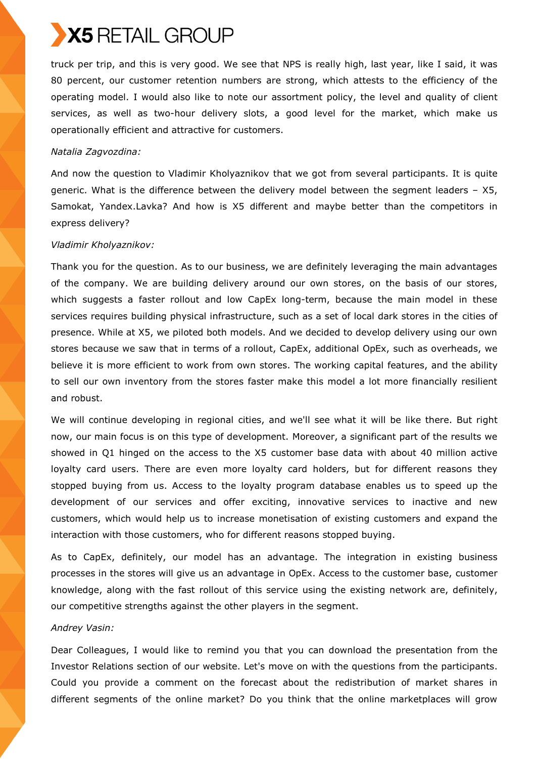truck per trip, and this is very good. We see that NPS is really high, last year, like I said, it was 80 percent, our customer retention numbers are strong, which attests to the efficiency of the operating model. I would also like to note our assortment policy, the level and quality of client services, as well as two-hour delivery slots, a good level for the market, which make us operationally efficient and attractive for customers.

*Natalia Zagvozdina:*

And now the question to Vladimir Kholyaznikov that we got from several participants. It is quite generic. What is the difference between the delivery model between the segment leaders – X5, Samokat, Yandex.Lavka? And how is X5 different and maybe better than the competitors in express delivery?

*Vladimir Kholyaznikov:*

Thank you for the question. As to our business, we are definitely leveraging the main advantages of the company. We are building delivery around our own stores, on the basis of our stores, which suggests a faster rollout and low CapEx long-term, because the main model in these services requires building physical infrastructure, such as a set of local dark stores in the cities of presence. While at X5, we piloted both models. And we decided to develop delivery using our own stores because we saw that in terms of a rollout, CapEx, additional OpEx, such as overheads, we believe it is more efficient to work from own stores. The working capital features, and the ability to sell our own inventory from the stores faster make this model a lot more financially resilient and robust.

We will continue developing in regional cities, and we'll see what it will be like there. But right now, our main focus is on this type of development. Moreover, a significant part of the results we showed in Q1 hinged on the access to the X5 customer base data with about 40 million active loyalty card users. There are even more loyalty card holders, but for different reasons they stopped buying from us. Access to the loyalty program database enables us to speed up the development of our services and offer exciting, innovative services to inactive and new customers, which would help us to increase monetisation of existing customers and expand the interaction with those customers, who for different reasons stopped buying.

As to CapEx, definitely, our model has an advantage. The integration in existing business processes in the stores will give us an advantage in OpEx. Access to the customer base, customer knowledge, along with the fast rollout of this service using the existing network are, definitely, our competitive strengths against the other players in the segment.

*Andrey Vasin:*

Dear Colleagues, I would like to remind you that you can download the presentation from the Investor Relations section of our website. Let's move on with the questions from the participants. Could you provide a comment on the forecast about the redistribution of market shares in different segments of the online market? Do you think that the online marketplaces will grow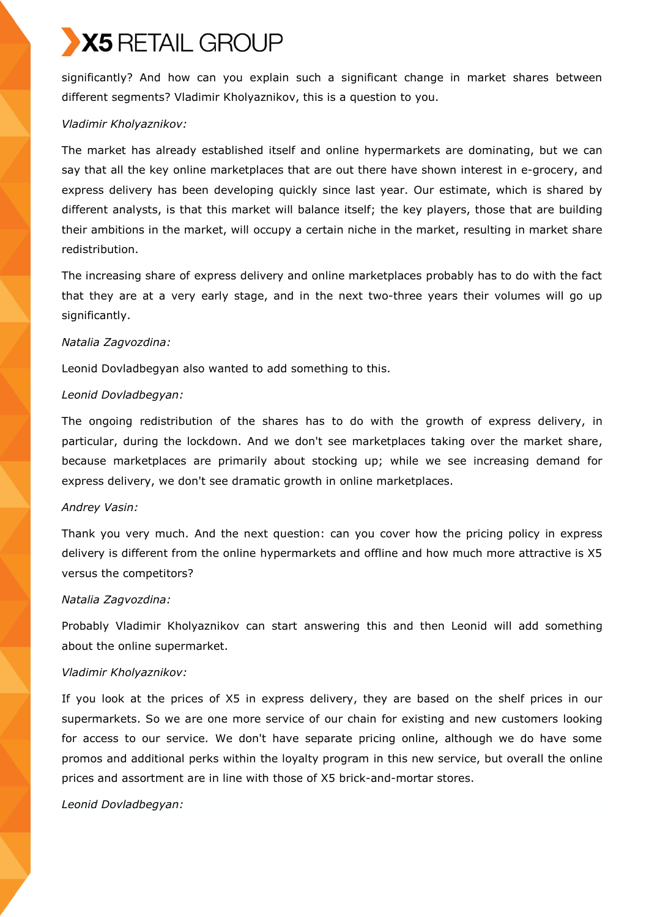significantly? And how can you explain such a significant change in market shares between different segments? Vladimir Kholyaznikov, this is a question to you.

*Vladimir Kholyaznikov:*

The market has already established itself and online hypermarkets are dominating, but we can say that all the key online marketplaces that are out there have shown interest in e-grocery, and express delivery has been developing quickly since last year. Our estimate, which is shared by different analysts, is that this market will balance itself; the key players, those that are building their ambitions in the market, will occupy a certain niche in the market, resulting in market share redistribution.

The increasing share of express delivery and online marketplaces probably has to do with the fact that they are at a very early stage, and in the next two-three years their volumes will go up significantly.

*Natalia Zagvozdina:*

Leonid Dovladbegyan also wanted to add something to this.

*Leonid Dovladbegyan:*

The ongoing redistribution of the shares has to do with the growth of express delivery, in particular, during the lockdown. And we don't see marketplaces taking over the market share, because marketplaces are primarily about stocking up; while we see increasing demand for express delivery, we don't see dramatic growth in online marketplaces.

*Andrey Vasin:*

Thank you very much. And the next question: can you cover how the pricing policy in express delivery is different from the online hypermarkets and offline and how much more attractive is X5 versus the competitors?

*Natalia Zagvozdina:*

Probably Vladimir Kholyaznikov can start answering this and then Leonid will add something about the online supermarket.

*Vladimir Kholyaznikov:*

If you look at the prices of X5 in express delivery, they are based on the shelf prices in our supermarkets. So we are one more service of our chain for existing and new customers looking for access to our service. We don't have separate pricing online, although we do have some promos and additional perks within the loyalty program in this new service, but overall the online prices and assortment are in line with those of X5 brick-and-mortar stores.

*Leonid Dovladbegyan:*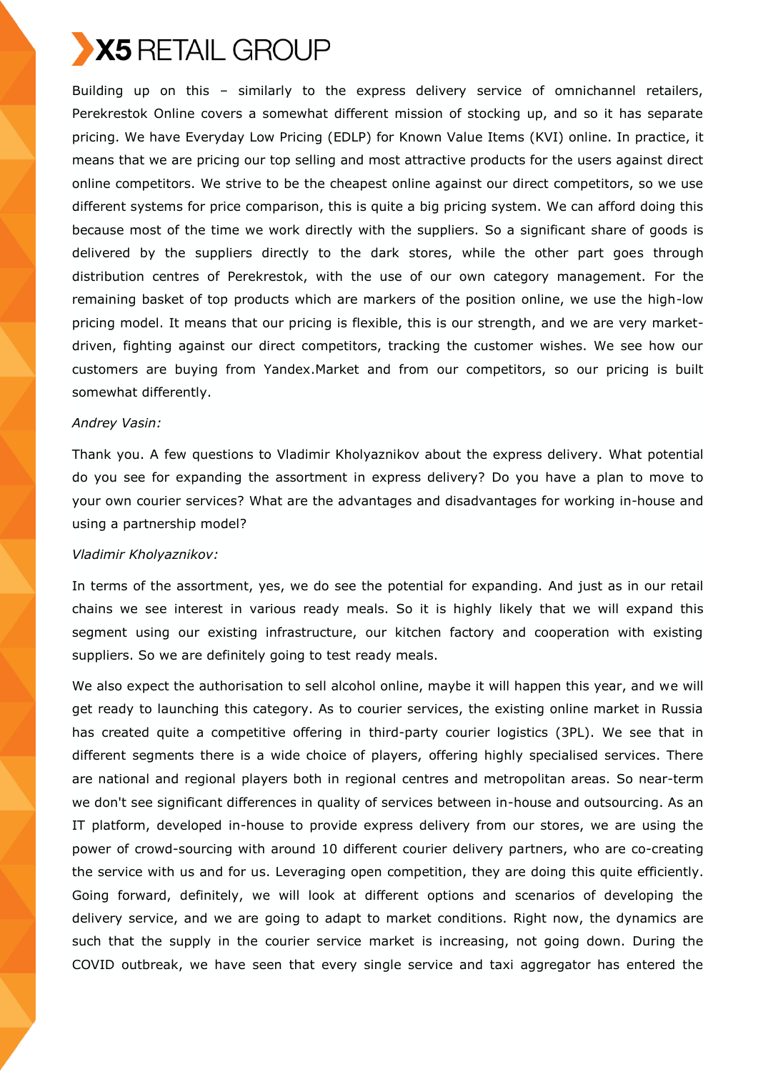Building up on this – similarly to the express delivery service of omnichannel retailers, Perekrestok Online covers a somewhat different mission of stocking up, and so it has separate pricing. We have Everyday Low Pricing (EDLP) for Known Value Items (KVI) online. In practice, it means that we are pricing our top selling and most attractive products for the users against direct online competitors. We strive to be the cheapest online against our direct competitors, so we use different systems for price comparison, this is quite a big pricing system. We can afford doing this because most of the time we work directly with the suppliers. So a significant share of goods is delivered by the suppliers directly to the dark stores, while the other part goes through distribution centres of Perekrestok, with the use of our own category management. For the remaining basket of top products which are markers of the position online, we use the high-low pricing model. It means that our pricing is flexible, this is our strength, and we are very market-driven, fighting against our direct competitors, tracking the customer wishes. We see how our customers are buying from Yandex.Market and from our competitors, so our pricing is built somewhat differently.

*Andrey Vasin:*

Thank you. A few questions to Vladimir Kholyaznikov about the express delivery. What potential do you see for expanding the assortment in express delivery? Do you have a plan to move to your own courier services? What are the advantages and disadvantages for working in-house and using a partnership model?

*Vladimir Kholyaznikov:*

In terms of the assortment, yes, we do see the potential for expanding. And just as in our retail chains we see interest in various ready meals. So it is highly likely that we will expand this segment using our existing infrastructure, our kitchen factory and cooperation with existing suppliers. So we are definitely going to test ready meals.

We also expect the authorisation to sell alcohol online, maybe it will happen this year, and we will get ready to launching this category. As to courier services, the existing online market in Russia has created quite a competitive offering in third-party courier logistics (3PL). We see that in different segments there is a wide choice of players, offering highly specialised services. There are national and regional players both in regional centres and metropolitan areas. So near-term we don't see significant differences in quality of services between in-house and outsourcing. As an IT platform, developed in-house to provide express delivery from our stores, we are using the power of crowd-sourcing with around 10 different courier delivery partners, who are co-creating the service with us and for us. Leveraging open competition, they are doing this quite efficiently. Going forward, definitely, we will look at different options and scenarios of developing the delivery service, and we are going to adapt to market conditions. Right now, the dynamics are such that the supply in the courier service market is increasing, not going down. During the COVID outbreak, we have seen that every single service and taxi aggregator has entered the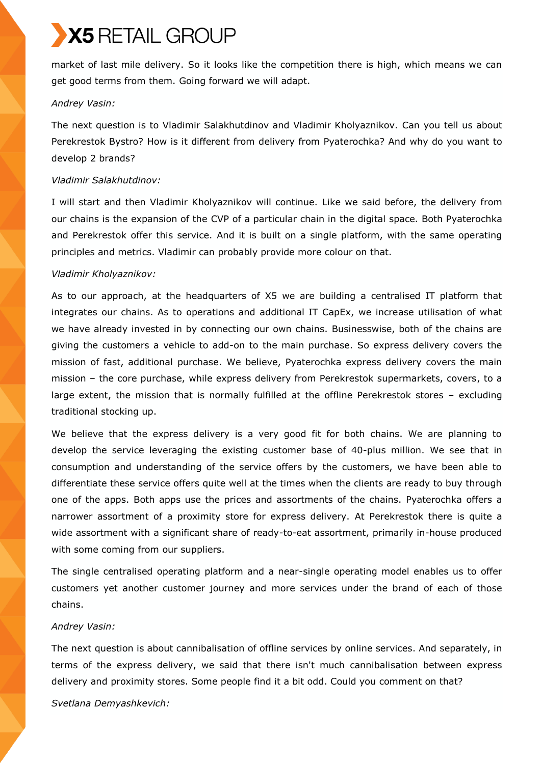market of last mile delivery. So it looks like the competition there is high, which means we can get good terms from them. Going forward we will adapt.

*Andrey Vasin:*

The next question is to Vladimir Salakhutdinov and Vladimir Kholyaznikov. Can you tell us about Perekrestok Bystro? How is it different from delivery from Pyaterochka? And why do you want to develop 2 brands?

*Vladimir Salakhutdinov:*

I will start and then Vladimir Kholyaznikov will continue. Like we said before, the delivery from our chains is the expansion of the CVP of a particular chain in the digital space. Both Pyaterochka and Perekrestok offer this service. And it is built on a single platform, with the same operating principles and metrics. Vladimir can probably provide more colour on that.

*Vladimir Kholyaznikov:*

As to our approach, at the headquarters of X5 we are building a centralised IT platform that integrates our chains. As to operations and additional IT CapEx, we increase utilisation of what we have already invested in by connecting our own chains. Businesswise, both of the chains are giving the customers a vehicle to add-on to the main purchase. So express delivery covers the mission of fast, additional purchase. We believe, Pyaterochka express delivery covers the main mission – the core purchase, while express delivery from Perekrestok supermarkets, covers, to a large extent, the mission that is normally fulfilled at the offline Perekrestok stores – excluding traditional stocking up.

We believe that the express delivery is a very good fit for both chains. We are planning to develop the service leveraging the existing customer base of 40-plus million. We see that in consumption and understanding of the service offers by the customers, we have been able to differentiate these service offers quite well at the times when the clients are ready to buy through one of the apps. Both apps use the prices and assortments of the chains. Pyaterochka offers a narrower assortment of a proximity store for express delivery. At Perekrestok there is quite a wide assortment with a significant share of ready-to-eat assortment, primarily in-house produced with some coming from our suppliers.

The single centralised operating platform and a near-single operating model enables us to offer customers yet another customer journey and more services under the brand of each of those chains.

*Andrey Vasin:*

The next question is about cannibalisation of offline services by online services. And separately, in terms of the express delivery, we said that there isn't much cannibalisation between express delivery and proximity stores. Some people find it a bit odd. Could you comment on that?

*Svetlana Demyashkevich:*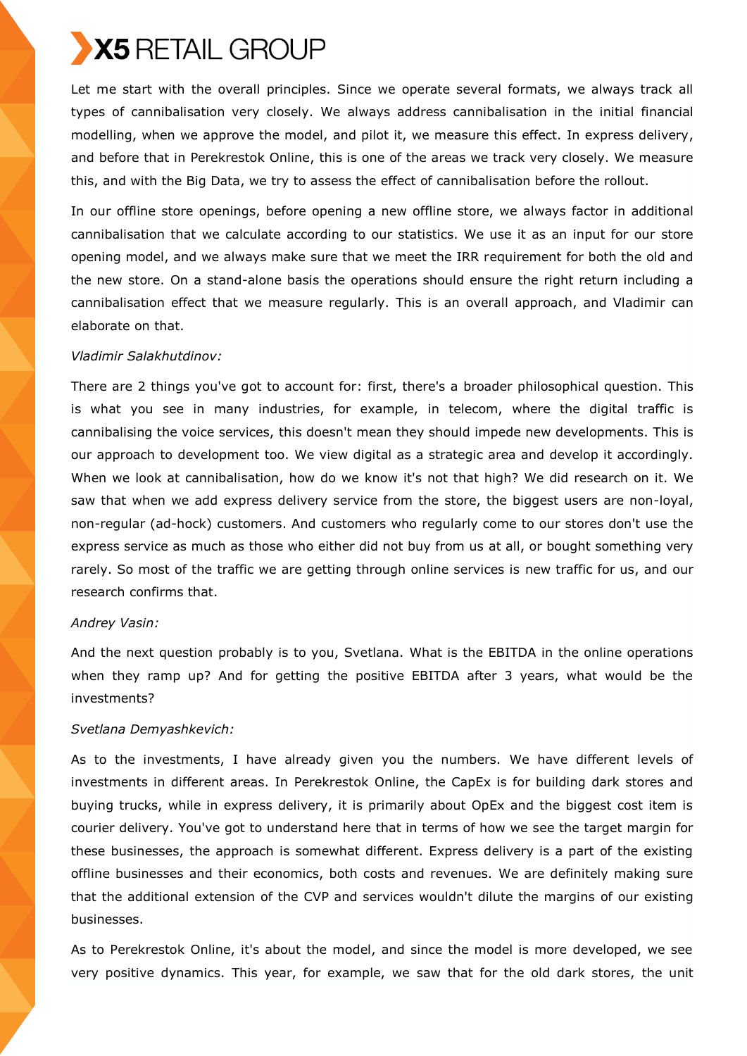Let me start with the overall principles. Since we operate several formats, we always track all types of cannibalisation very closely. We always address cannibalisation in the initial financial modelling, when we approve the model, and pilot it, we measure this effect. In express delivery, and before that in Perekrestok Online, this is one of the areas we track very closely. We measure this, and with the Big Data, we try to assess the effect of cannibalisation before the rollout.

In our offline store openings, before opening a new offline store, we always factor in additional cannibalisation that we calculate according to our statistics. We use it as an input for our store opening model, and we always make sure that we meet the IRR requirement for both the old and the new store. On a stand-alone basis the operations should ensure the right return including a cannibalisation effect that we measure regularly. This is an overall approach, and Vladimir can elaborate on that.

*Vladimir Salakhutdinov:*

There are 2 things you've got to account for: first, there's a broader philosophical question. This is what you see in many industries, for example, in telecom, where the digital traffic is cannibalising the voice services, this doesn't mean they should impede new developments. This is our approach to development too. We view digital as a strategic area and develop it accordingly. When we look at cannibalisation, how do we know it's not that high? We did research on it. We saw that when we add express delivery service from the store, the biggest users are non-loyal, non-regular (ad-hock) customers. And customers who regularly come to our stores don't use the express service as much as those who either did not buy from us at all, or bought something very rarely. So most of the traffic we are getting through online services is new traffic for us, and our research confirms that.

*Andrey Vasin:*

And the next question probably is to you, Svetlana. What is the EBITDA in the online operations when they ramp up? And for getting the positive EBITDA after 3 years, what would be the investments?

*Svetlana Demyashkevich:*

As to the investments, I have already given you the numbers. We have different levels of investments in different areas. In Perekrestok Online, the CapEx is for building dark stores and buying trucks, while in express delivery, it is primarily about OpEx and the biggest cost item is courier delivery. You've got to understand here that in terms of how we see the target margin for these businesses, the approach is somewhat different. Express delivery is a part of the existing offline businesses and their economics, both costs and revenues. We are definitely making sure that the additional extension of the CVP and services wouldn't dilute the margins of our existing businesses.

As to Perekrestok Online, it's about the model, and since the model is more developed, we see very positive dynamics. This year, for example, we saw that for the old dark stores, the unit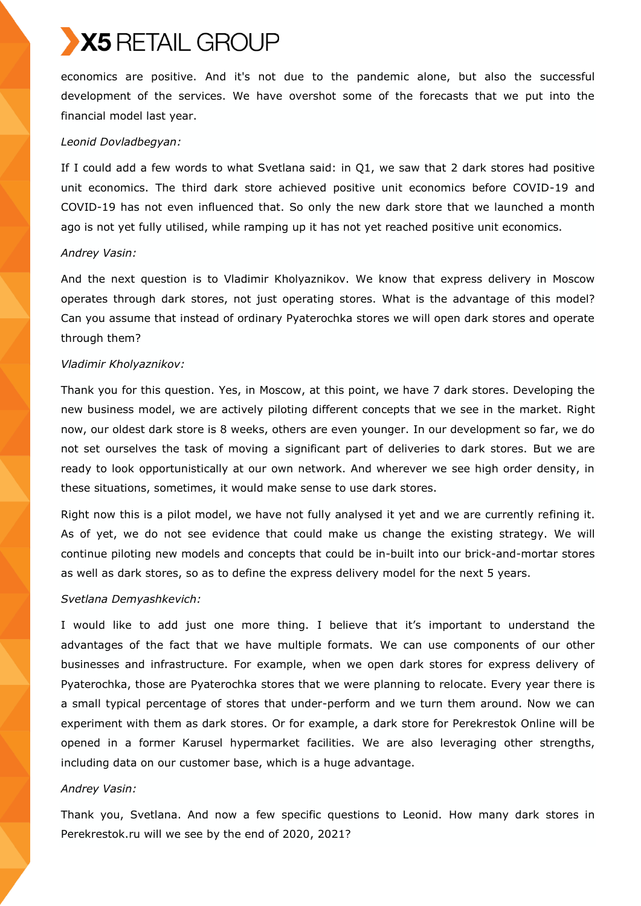economics are positive. And it's not due to the pandemic alone, but also the successful development of the services. We have overshot some of the forecasts that we put into the financial model last year.

*Leonid Dovladbegyan:*

If I could add a few words to what Svetlana said: in Q1, we saw that 2 dark stores had positive unit economics. The third dark store achieved positive unit economics before COVID-19 and COVID-19 has not even influenced that. So only the new dark store that we launched a month ago is not yet fully utilised, while ramping up it has not yet reached positive unit economics.

*Andrey Vasin:*

And the next question is to Vladimir Kholyaznikov. We know that express delivery in Moscow operates through dark stores, not just operating stores. What is the advantage of this model? Can you assume that instead of ordinary Pyaterochka stores we will open dark stores and operate through them?

*Vladimir Kholyaznikov:*

Thank you for this question. Yes, in Moscow, at this point, we have 7 dark stores. Developing the new business model, we are actively piloting different concepts that we see in the market. Right now, our oldest dark store is 8 weeks, others are even younger. In our development so far, we do not set ourselves the task of moving a significant part of deliveries to dark stores. But we are ready to look opportunistically at our own network. And wherever we see high order density, in these situations, sometimes, it would make sense to use dark stores.

Right now this is a pilot model, we have not fully analysed it yet and we are currently refining it. As of yet, we do not see evidence that could make us change the existing strategy. We will continue piloting new models and concepts that could be in-built into our brick-and-mortar stores as well as dark stores, so as to define the express delivery model for the next 5 years.

*Svetlana Demyashkevich:*

I would like to add just one more thing. I believe that it's important to understand the advantages of the fact that we have multiple formats. We can use components of our other businesses and infrastructure. For example, when we open dark stores for express delivery of Pyaterochka, those are Pyaterochka stores that we were planning to relocate. Every year there is a small typical percentage of stores that under-perform and we turn them around. Now we can experiment with them as dark stores. Or for example, a dark store for Perekrestok Online will be opened in a former Karusel hypermarket facilities. We are also leveraging other strengths, including data on our customer base, which is a huge advantage.

*Andrey Vasin:*

Thank you, Svetlana. And now a few specific questions to Leonid. How many dark stores in Perekrestok.ru will we see by the end of 2020, 2021?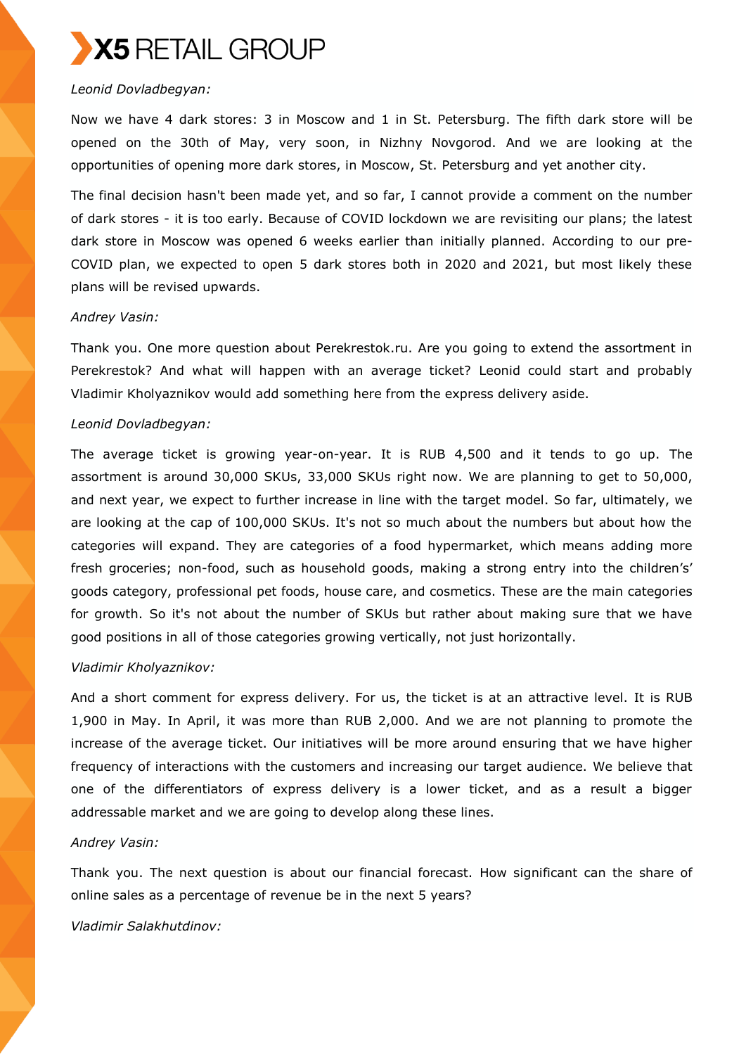*Leonid Dovladbegyan:*

Now we have 4 dark stores: 3 in Moscow and 1 in St. Petersburg. The fifth dark store will be opened on the 30th of May, very soon, in Nizhny Novgorod. And we are looking at the opportunities of opening more dark stores, in Moscow, St. Petersburg and yet another city.

The final decision hasn't been made yet, and so far, I cannot provide a comment on the number of dark stores - it is too early. Because of COVID lockdown we are revisiting our plans; the latest dark store in Moscow was opened 6 weeks earlier than initially planned. According to our pre-COVID plan, we expected to open 5 dark stores both in 2020 and 2021, but most likely these plans will be revised upwards.

*Andrey Vasin:*

Thank you. One more question about Perekrestok.ru. Are you going to extend the assortment in Perekrestok? And what will happen with an average ticket? Leonid could start and probably Vladimir Kholyaznikov would add something here from the express delivery aside.

*Leonid Dovladbegyan:*

The average ticket is growing year-on-year. It is RUB 4,500 and it tends to go up. The assortment is around 30,000 SKUs, 33,000 SKUs right now. We are planning to get to 50,000, and next year, we expect to further increase in line with the target model. So far, ultimately, we are looking at the cap of 100,000 SKUs. It's not so much about the numbers but about how the categories will expand. They are categories of a food hypermarket, which means adding more fresh groceries; non-food, such as household goods, making a strong entry into the children's' goods category, professional pet foods, house care, and cosmetics. These are the main categories for growth. So it's not about the number of SKUs but rather about making sure that we have good positions in all of those categories growing vertically, not just horizontally.

*Vladimir Kholyaznikov:*

And a short comment for express delivery. For us, the ticket is at an attractive level. It is RUB 1,900 in May. In April, it was more than RUB 2,000. And we are not planning to promote the increase of the average ticket. Our initiatives will be more around ensuring that we have higher frequency of interactions with the customers and increasing our target audience. We believe that one of the differentiators of express delivery is a lower ticket, and as a result a bigger addressable market and we are going to develop along these lines.

*Andrey Vasin:*

Thank you. The next question is about our financial forecast. How significant can the share of online sales as a percentage of revenue be in the next 5 years?

*Vladimir Salakhutdinov:*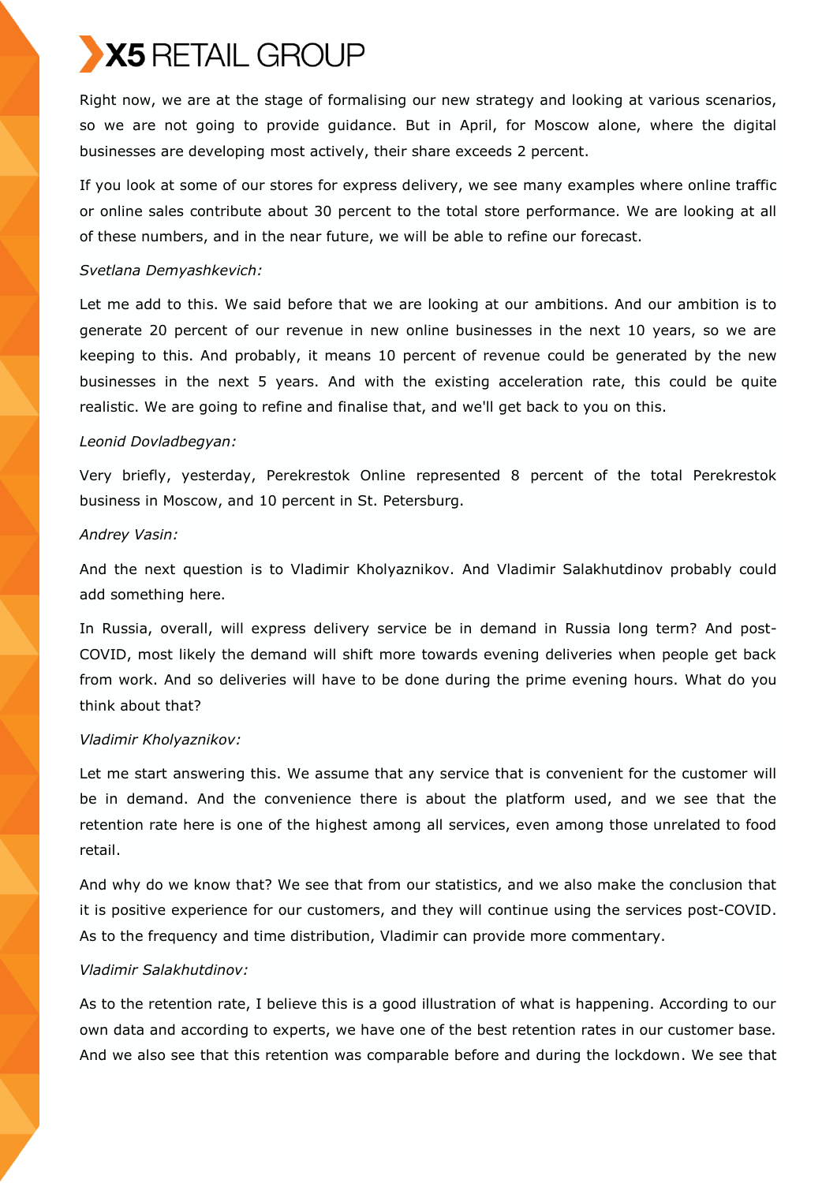Right now, we are at the stage of formalising our new strategy and looking at various scenarios, so we are not going to provide guidance. But in April, for Moscow alone, where the digital businesses are developing most actively, their share exceeds 2 percent.

If you look at some of our stores for express delivery, we see many examples where online traffic or online sales contribute about 30 percent to the total store performance. We are looking at all of these numbers, and in the near future, we will be able to refine our forecast.

*Svetlana Demyashkevich:*

Let me add to this. We said before that we are looking at our ambitions. And our ambition is to generate 20 percent of our revenue in new online businesses in the next 10 years, so we are keeping to this. And probably, it means 10 percent of revenue could be generated by the new businesses in the next 5 years. And with the existing acceleration rate, this could be quite realistic. We are going to refine and finalise that, and we'll get back to you on this.

*Leonid Dovladbegyan:*

Very briefly, yesterday, Perekrestok Online represented 8 percent of the total Perekrestok business in Moscow, and 10 percent in St. Petersburg.

*Andrey Vasin:*

And the next question is to Vladimir Kholyaznikov. And Vladimir Salakhutdinov probably could add something here.

In Russia, overall, will express delivery service be in demand in Russia long term? And post-COVID, most likely the demand will shift more towards evening deliveries when people get back from work. And so deliveries will have to be done during the prime evening hours. What do you think about that?

*Vladimir Kholyaznikov:*

Let me start answering this. We assume that any service that is convenient for the customer will be in demand. And the convenience there is about the platform used, and we see that the retention rate here is one of the highest among all services, even among those unrelated to food retail.

And why do we know that? We see that from our statistics, and we also make the conclusion that it is positive experience for our customers, and they will continue using the services post-COVID. As to the frequency and time distribution, Vladimir can provide more commentary.

*Vladimir Salakhutdinov:*

As to the retention rate, I believe this is a good illustration of what is happening. According to our own data and according to experts, we have one of the best retention rates in our customer base. And we also see that this retention was comparable before and during the lockdown. We see that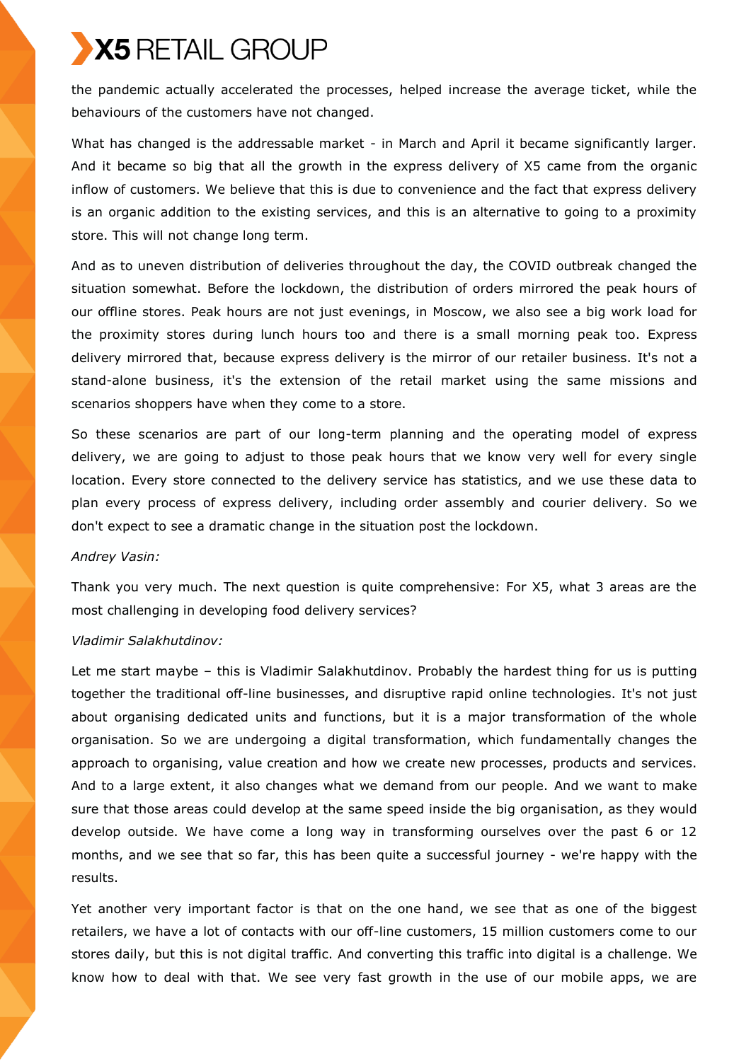the pandemic actually accelerated the processes, helped increase the average ticket, while the behaviours of the customers have not changed.

What has changed is the addressable market - in March and April it became significantly larger. And it became so big that all the growth in the express delivery of X5 came from the organic inflow of customers. We believe that this is due to convenience and the fact that express delivery is an organic addition to the existing services, and this is an alternative to going to a proximity store. This will not change long term.

And as to uneven distribution of deliveries throughout the day, the COVID outbreak changed the situation somewhat. Before the lockdown, the distribution of orders mirrored the peak hours of our offline stores. Peak hours are not just evenings, in Moscow, we also see a big work load for the proximity stores during lunch hours too and there is a small morning peak too. Express delivery mirrored that, because express delivery is the mirror of our retailer business. It's not a stand-alone business, it's the extension of the retail market using the same missions and scenarios shoppers have when they come to a store.

So these scenarios are part of our long-term planning and the operating model of express delivery, we are going to adjust to those peak hours that we know very well for every single location. Every store connected to the delivery service has statistics, and we use these data to plan every process of express delivery, including order assembly and courier delivery. So we don't expect to see a dramatic change in the situation post the lockdown.

*Andrey Vasin:*

Thank you very much. The next question is quite comprehensive: For X5, what 3 areas are the most challenging in developing food delivery services?

*Vladimir Salakhutdinov:*

Let me start maybe – this is Vladimir Salakhutdinov. Probably the hardest thing for us is putting together the traditional off-line businesses, and disruptive rapid online technologies. It's not just about organising dedicated units and functions, but it is a major transformation of the whole organisation. So we are undergoing a digital transformation, which fundamentally changes the approach to organising, value creation and how we create new processes, products and services. And to a large extent, it also changes what we demand from our people. And we want to make sure that those areas could develop at the same speed inside the big organisation, as they would develop outside. We have come a long way in transforming ourselves over the past 6 or 12 months, and we see that so far, this has been quite a successful journey - we're happy with the results.

Yet another very important factor is that on the one hand, we see that as one of the biggest retailers, we have a lot of contacts with our off-line customers, 15 million customers come to our stores daily, but this is not digital traffic. And converting this traffic into digital is a challenge. We know how to deal with that. We see very fast growth in the use of our mobile apps, we are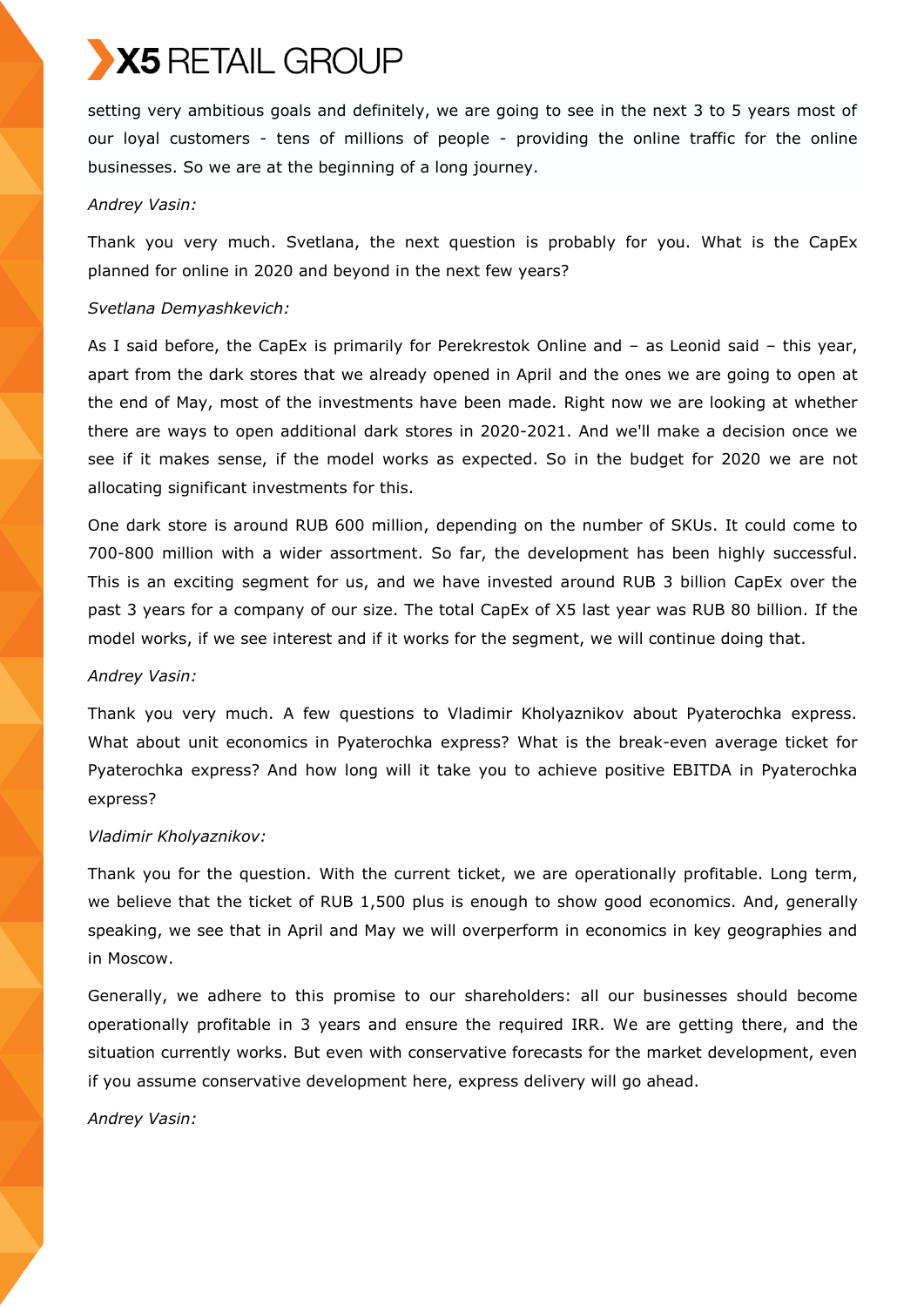setting very ambitious goals and definitely, we are going to see in the next 3 to 5 years most of our loyal customers - tens of millions of people - providing the online traffic for the online businesses. So we are at the beginning of a long journey.

*Andrey Vasin:*

Thank you very much. Svetlana, the next question is probably for you. What is the CapEx planned for online in 2020 and beyond in the next few years?

*Svetlana Demyashkevich:*

As I said before, the CapEx is primarily for Perekrestok Online and – as Leonid said – this year, apart from the dark stores that we already opened in April and the ones we are going to open at the end of May, most of the investments have been made. Right now we are looking at whether there are ways to open additional dark stores in 2020-2021. And we'll make a decision once we see if it makes sense, if the model works as expected. So in the budget for 2020 we are not allocating significant investments for this.

One dark store is around RUB 600 million, depending on the number of SKUs. It could come to 700-800 million with a wider assortment. So far, the development has been highly successful. This is an exciting segment for us, and we have invested around RUB 3 billion CapEx over the past 3 years for a company of our size. The total CapEx of X5 last year was RUB 80 billion. If the model works, if we see interest and if it works for the segment, we will continue doing that.

*Andrey Vasin:*

Thank you very much. A few questions to Vladimir Kholyaznikov about Pyaterochka express. What about unit economics in Pyaterochka express? What is the break-even average ticket for Pyaterochka express? And how long will it take you to achieve positive EBITDA in Pyaterochka express?

*Vladimir Kholyaznikov:*

Thank you for the question. With the current ticket, we are operationally profitable. Long term, we believe that the ticket of RUB 1,500 plus is enough to show good economics. And, generally speaking, we see that in April and May we will overperform in economics in key geographies and in Moscow.

Generally, we adhere to this promise to our shareholders: all our businesses should become operationally profitable in 3 years and ensure the required IRR. We are getting there, and the situation currently works. But even with conservative forecasts for the market development, even if you assume conservative development here, express delivery will go ahead.

*Andrey Vasin:*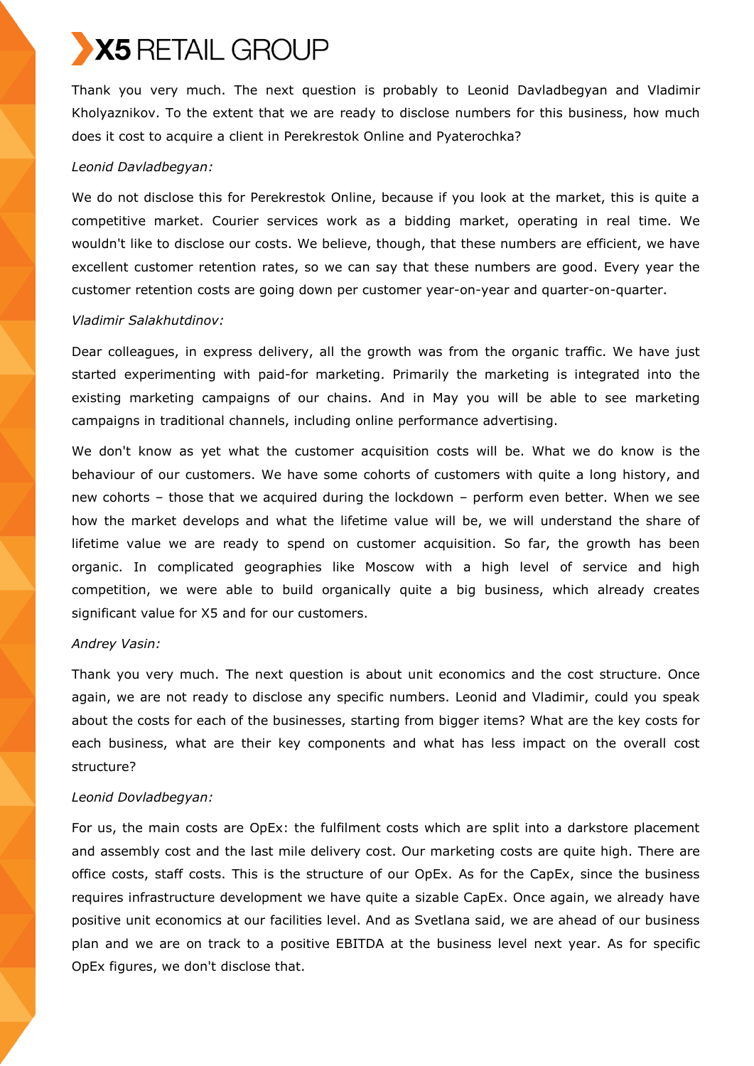Thank you very much. The next question is probably to Leonid Davladbegyan and Vladimir Kholyaznikov. To the extent that we are ready to disclose numbers for this business, how much does it cost to acquire a client in Perekrestok Online and Pyaterochka?

*Leonid Davladbegyan:*

We do not disclose this for Perekrestok Online, because if you look at the market, this is quite a competitive market. Courier services work as a bidding market, operating in real time. We wouldn't like to disclose our costs. We believe, though, that these numbers are efficient, we have excellent customer retention rates, so we can say that these numbers are good. Every year the customer retention costs are going down per customer year-on-year and quarter-on-quarter.

*Vladimir Salakhutdinov:*

Dear colleagues, in express delivery, all the growth was from the organic traffic. We have just started experimenting with paid-for marketing. Primarily the marketing is integrated into the existing marketing campaigns of our chains. And in May you will be able to see marketing campaigns in traditional channels, including online performance advertising.

We don't know as yet what the customer acquisition costs will be. What we do know is the behaviour of our customers. We have some cohorts of customers with quite a long history, and new cohorts – those that we acquired during the lockdown – perform even better. When we see how the market develops and what the lifetime value will be, we will understand the share of lifetime value we are ready to spend on customer acquisition. So far, the growth has been organic. In complicated geographies like Moscow with a high level of service and high competition, we were able to build organically quite a big business, which already creates significant value for X5 and for our customers.

*Andrey Vasin:*

Thank you very much. The next question is about unit economics and the cost structure. Once again, we are not ready to disclose any specific numbers. Leonid and Vladimir, could you speak about the costs for each of the businesses, starting from bigger items? What are the key costs for each business, what are their key components and what has less impact on the overall cost structure?

*Leonid Dovladbegyan:*

For us, the main costs are OpEx: the fulfilment costs which are split into a darkstore placement and assembly cost and the last mile delivery cost. Our marketing costs are quite high. There are office costs, staff costs. This is the structure of our OpEx. As for the CapEx, since the business requires infrastructure development we have quite a sizable CapEx. Once again, we already have positive unit economics at our facilities level. And as Svetlana said, we are ahead of our business plan and we are on track to a positive EBITDA at the business level next year. As for specific OpEx figures, we don't disclose that.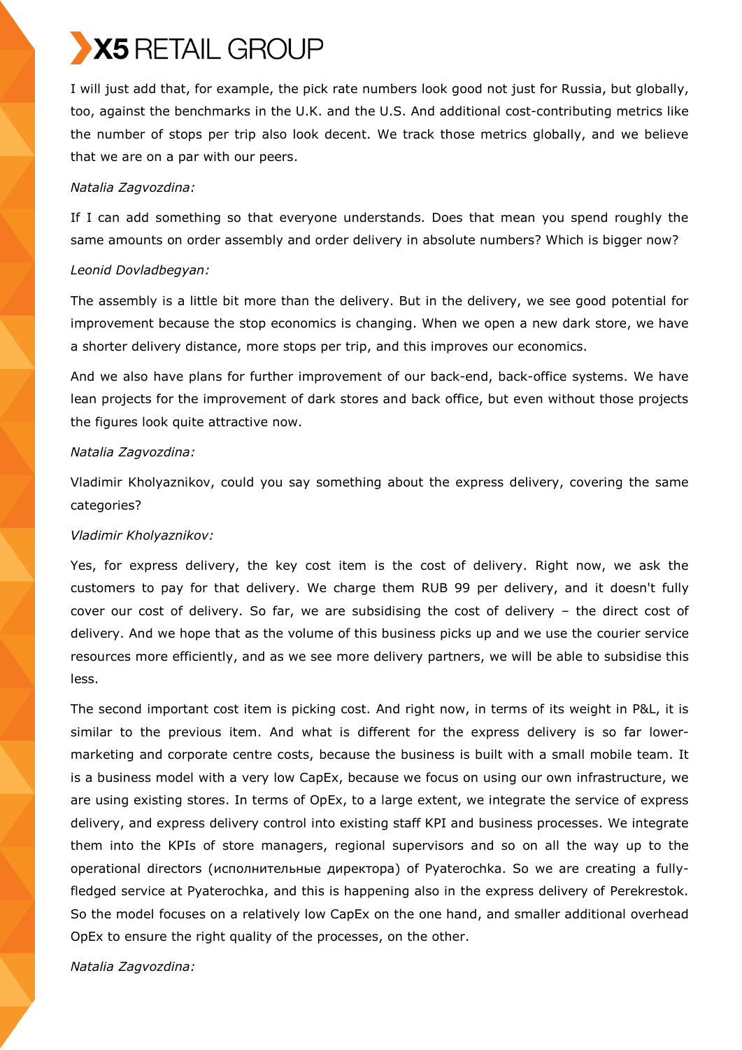I will just add that, for example, the pick rate numbers look good not just for Russia, but globally, too, against the benchmarks in the U.K. and the U.S. And additional cost-contributing metrics like the number of stops per trip also look decent. We track those metrics globally, and we believe that we are on a par with our peers.

*Natalia Zagvozdina:*

If I can add something so that everyone understands. Does that mean you spend roughly the same amounts on order assembly and order delivery in absolute numbers? Which is bigger now?

*Leonid Dovladbegyan:*

The assembly is a little bit more than the delivery. But in the delivery, we see good potential for improvement because the stop economics is changing. When we open a new dark store, we have a shorter delivery distance, more stops per trip, and this improves our economics.

And we also have plans for further improvement of our back-end, back-office systems. We have lean projects for the improvement of dark stores and back office, but even without those projects the figures look quite attractive now.

*Natalia Zagvozdina:*

Vladimir Kholyaznikov, could you say something about the express delivery, covering the same categories?

*Vladimir Kholyaznikov:*

Yes, for express delivery, the key cost item is the cost of delivery. Right now, we ask the customers to pay for that delivery. We charge them RUB 99 per delivery, and it doesn't fully cover our cost of delivery. So far, we are subsidising the cost of delivery – the direct cost of delivery. And we hope that as the volume of this business picks up and we use the courier service resources more efficiently, and as we see more delivery partners, we will be able to subsidise this less.

The second important cost item is picking cost. And right now, in terms of its weight in P&L, it is similar to the previous item. And what is different for the express delivery is so far lower-marketing and corporate centre costs, because the business is built with a small mobile team. It is a business model with a very low CapEx, because we focus on using our own infrastructure, we are using existing stores. In terms of OpEx, to a large extent, we integrate the service of express delivery, and express delivery control into existing staff KPI and business processes. We integrate them into the KPIs of store managers, regional supervisors and so on all the way up to the operational directors (исполнительные директора) of Pyaterochka. So we are creating a fully-fledged service at Pyaterochka, and this is happening also in the express delivery of Perekrestok. So the model focuses on a relatively low CapEx on the one hand, and smaller additional overhead OpEx to ensure the right quality of the processes, on the other.

*Natalia Zagvozdina:*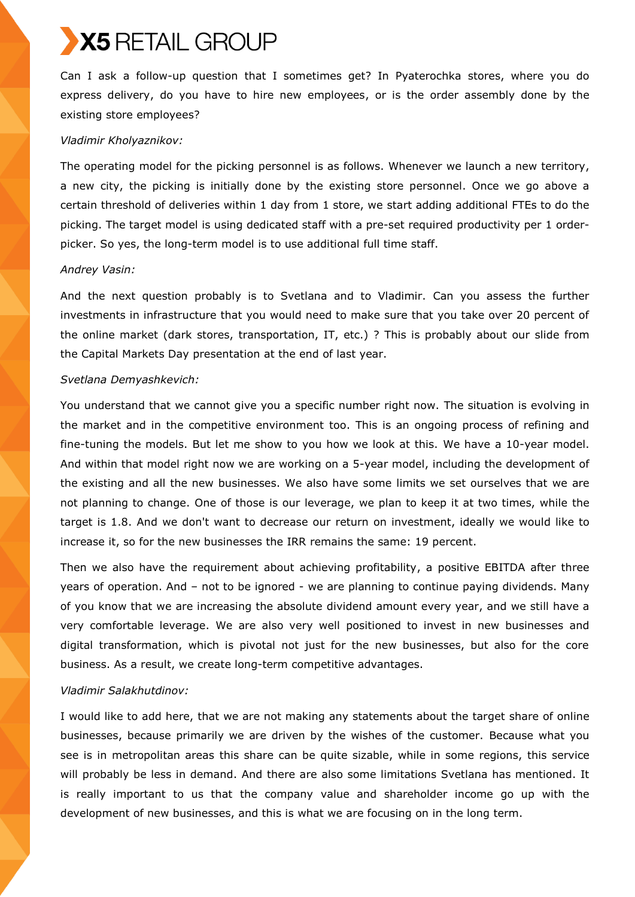Can I ask a follow-up question that I sometimes get? In Pyaterochka stores, where you do express delivery, do you have to hire new employees, or is the order assembly done by the existing store employees?

*Vladimir Kholyaznikov:*

The operating model for the picking personnel is as follows. Whenever we launch a new territory, a new city, the picking is initially done by the existing store personnel. Once we go above a certain threshold of deliveries within 1 day from 1 store, we start adding additional FTEs to do the picking. The target model is using dedicated staff with a pre-set required productivity per 1 order-picker. So yes, the long-term model is to use additional full time staff.

*Andrey Vasin:*

And the next question probably is to Svetlana and to Vladimir. Can you assess the further investments in infrastructure that you would need to make sure that you take over 20 percent of the online market (dark stores, transportation, IT, etc.) ? This is probably about our slide from the Capital Markets Day presentation at the end of last year.

*Svetlana Demyashkevich:*

You understand that we cannot give you a specific number right now. The situation is evolving in the market and in the competitive environment too. This is an ongoing process of refining and fine-tuning the models. But let me show to you how we look at this. We have a 10-year model. And within that model right now we are working on a 5-year model, including the development of the existing and all the new businesses. We also have some limits we set ourselves that we are not planning to change. One of those is our leverage, we plan to keep it at two times, while the target is 1.8. And we don't want to decrease our return on investment, ideally we would like to increase it, so for the new businesses the IRR remains the same: 19 percent.

Then we also have the requirement about achieving profitability, a positive EBITDA after three years of operation. And – not to be ignored - we are planning to continue paying dividends. Many of you know that we are increasing the absolute dividend amount every year, and we still have a very comfortable leverage. We are also very well positioned to invest in new businesses and digital transformation, which is pivotal not just for the new businesses, but also for the core business. As a result, we create long-term competitive advantages.

*Vladimir Salakhutdinov:*

I would like to add here, that we are not making any statements about the target share of online businesses, because primarily we are driven by the wishes of the customer. Because what you see is in metropolitan areas this share can be quite sizable, while in some regions, this service will probably be less in demand. And there are also some limitations Svetlana has mentioned. It is really important to us that the company value and shareholder income go up with the development of new businesses, and this is what we are focusing on in the long term.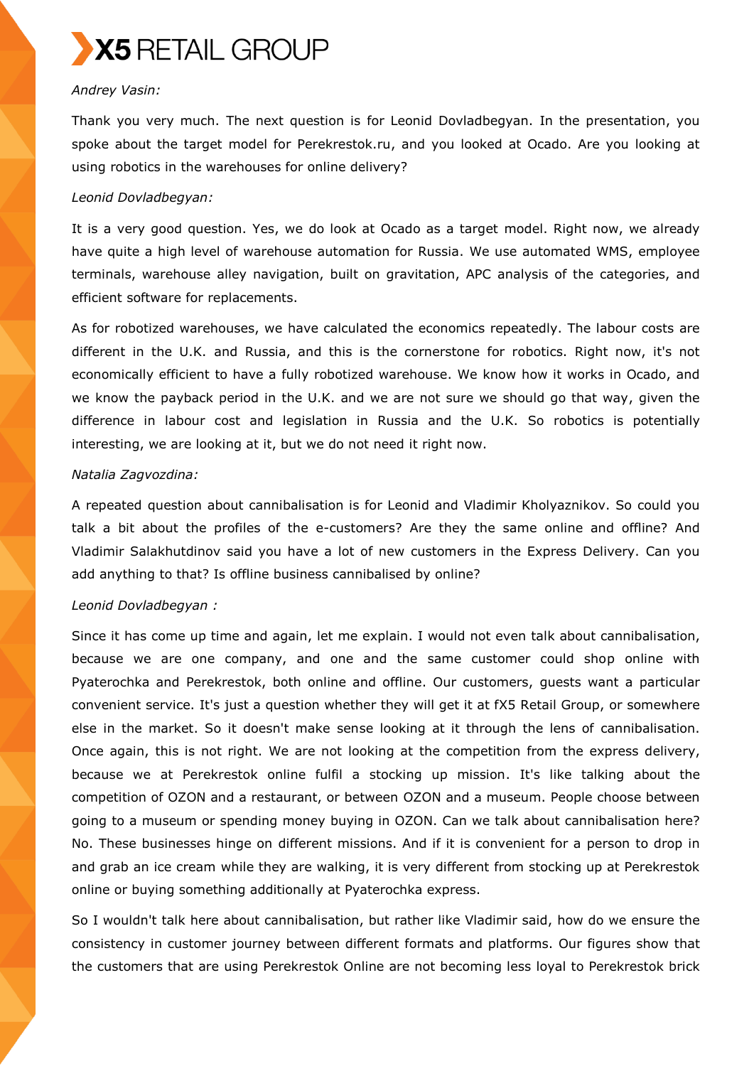*Andrey Vasin:*

Thank you very much. The next question is for Leonid Dovladbegyan. In the presentation, you spoke about the target model for Perekrestok.ru, and you looked at Ocado. Are you looking at using robotics in the warehouses for online delivery?

*Leonid Dovladbegyan:*

It is a very good question. Yes, we do look at Ocado as a target model. Right now, we already have quite a high level of warehouse automation for Russia. We use automated WMS, employee terminals, warehouse alley navigation, built on gravitation, APC analysis of the categories, and efficient software for replacements.

As for robotized warehouses, we have calculated the economics repeatedly. The labour costs are different in the U.K. and Russia, and this is the cornerstone for robotics. Right now, it's not economically efficient to have a fully robotized warehouse. We know how it works in Ocado, and we know the payback period in the U.K. and we are not sure we should go that way, given the difference in labour cost and legislation in Russia and the U.K. So robotics is potentially interesting, we are looking at it, but we do not need it right now.

*Natalia Zagvozdina:*

A repeated question about cannibalisation is for Leonid and Vladimir Kholyaznikov. So could you talk a bit about the profiles of the e-customers? Are they the same online and offline? And Vladimir Salakhutdinov said you have a lot of new customers in the Express Delivery. Can you add anything to that? Is offline business cannibalised by online?

*Leonid Dovladbegyan :*

Since it has come up time and again, let me explain. I would not even talk about cannibalisation, because we are one company, and one and the same customer could shop online with Pyaterochka and Perekrestok, both online and offline. Our customers, guests want a particular convenient service. It's just a question whether they will get it at fX5 Retail Group, or somewhere else in the market. So it doesn't make sense looking at it through the lens of cannibalisation. Once again, this is not right. We are not looking at the competition from the express delivery, because we at Perekrestok online fulfil a stocking up mission. It's like talking about the competition of OZON and a restaurant, or between OZON and a museum. People choose between going to a museum or spending money buying in OZON. Can we talk about cannibalisation here? No. These businesses hinge on different missions. And if it is convenient for a person to drop in and grab an ice cream while they are walking, it is very different from stocking up at Perekrestok online or buying something additionally at Pyaterochka express.

So I wouldn't talk here about cannibalisation, but rather like Vladimir said, how do we ensure the consistency in customer journey between different formats and platforms. Our figures show that the customers that are using Perekrestok Online are not becoming less loyal to Perekrestok brick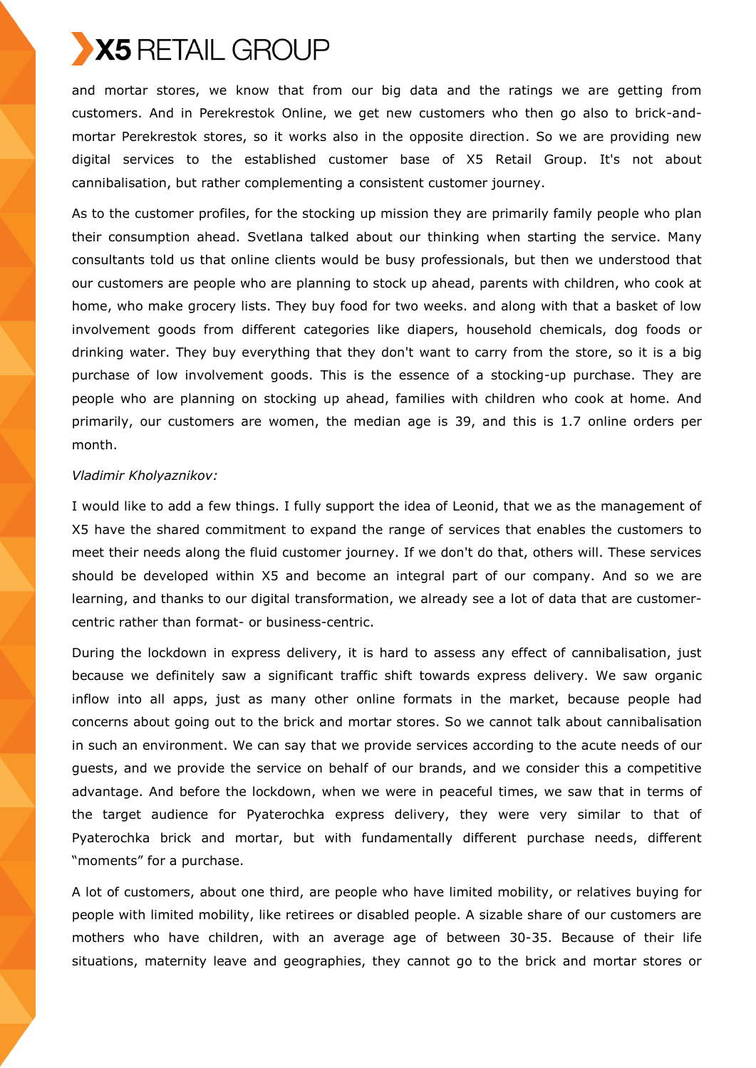and mortar stores, we know that from our big data and the ratings we are getting from customers. And in Perekrestok Online, we get new customers who then go also to brick-and-mortar Perekrestok stores, so it works also in the opposite direction. So we are providing new digital services to the established customer base of X5 Retail Group. It's not about cannibalisation, but rather complementing a consistent customer journey.

As to the customer profiles, for the stocking up mission they are primarily family people who plan their consumption ahead. Svetlana talked about our thinking when starting the service. Many consultants told us that online clients would be busy professionals, but then we understood that our customers are people who are planning to stock up ahead, parents with children, who cook at home, who make grocery lists. They buy food for two weeks. and along with that a basket of low involvement goods from different categories like diapers, household chemicals, dog foods or drinking water. They buy everything that they don't want to carry from the store, so it is a big purchase of low involvement goods. This is the essence of a stocking-up purchase. They are people who are planning on stocking up ahead, families with children who cook at home. And primarily, our customers are women, the median age is 39, and this is 1.7 online orders per month.

*Vladimir Kholyaznikov:*

I would like to add a few things. I fully support the idea of Leonid, that we as the management of X5 have the shared commitment to expand the range of services that enables the customers to meet their needs along the fluid customer journey. If we don't do that, others will. These services should be developed within X5 and become an integral part of our company. And so we are learning, and thanks to our digital transformation, we already see a lot of data that are customer-centric rather than format- or business-centric.

During the lockdown in express delivery, it is hard to assess any effect of cannibalisation, just because we definitely saw a significant traffic shift towards express delivery. We saw organic inflow into all apps, just as many other online formats in the market, because people had concerns about going out to the brick and mortar stores. So we cannot talk about cannibalisation in such an environment. We can say that we provide services according to the acute needs of our guests, and we provide the service on behalf of our brands, and we consider this a competitive advantage. And before the lockdown, when we were in peaceful times, we saw that in terms of the target audience for Pyaterochka express delivery, they were very similar to that of Pyaterochka brick and mortar, but with fundamentally different purchase needs, different "moments" for a purchase.

A lot of customers, about one third, are people who have limited mobility, or relatives buying for people with limited mobility, like retirees or disabled people. A sizable share of our customers are mothers who have children, with an average age of between 30-35. Because of their life situations, maternity leave and geographies, they cannot go to the brick and mortar stores or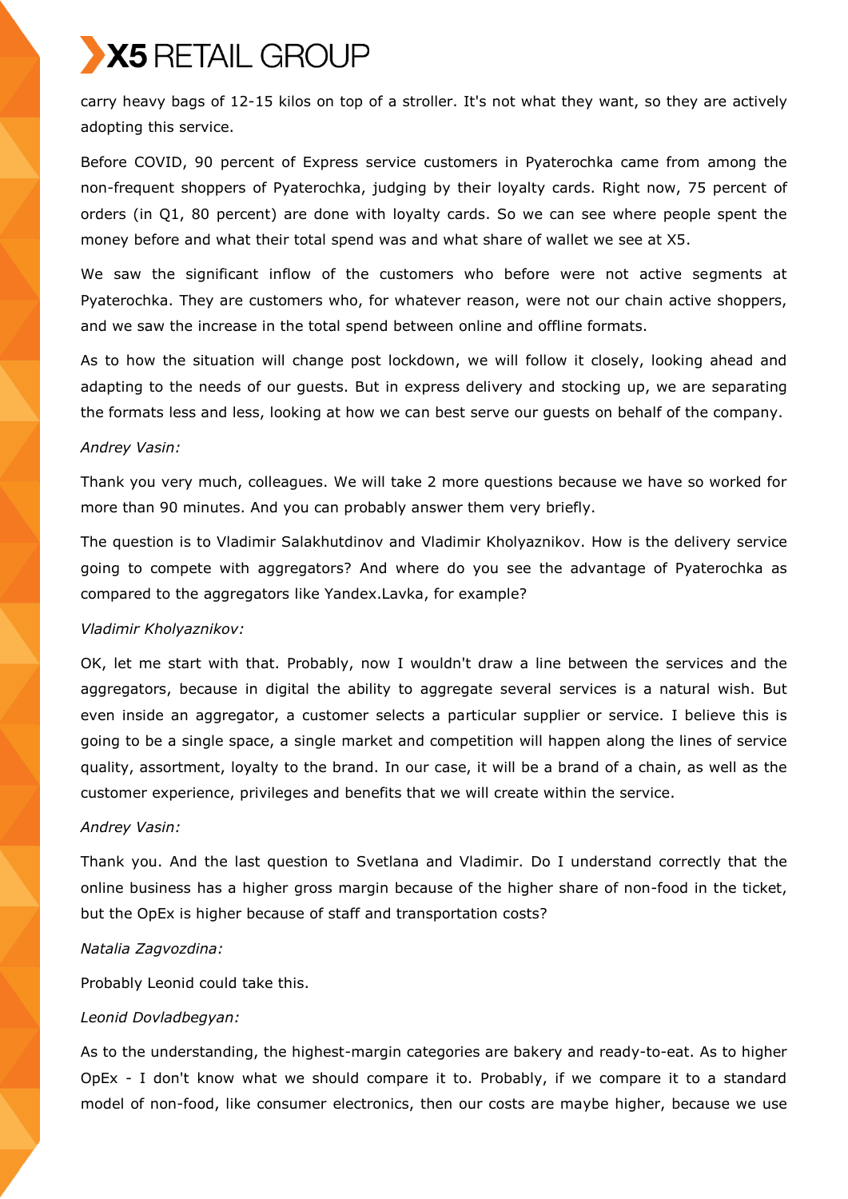carry heavy bags of 12-15 kilos on top of a stroller. It's not what they want, so they are actively adopting this service.

Before COVID, 90 percent of Express service customers in Pyaterochka came from among the non-frequent shoppers of Pyaterochka, judging by their loyalty cards. Right now, 75 percent of orders (in Q1, 80 percent) are done with loyalty cards. So we can see where people spent the money before and what their total spend was and what share of wallet we see at X5.

We saw the significant inflow of the customers who before were not active segments at Pyaterochka. They are customers who, for whatever reason, were not our chain active shoppers, and we saw the increase in the total spend between online and offline formats.

As to how the situation will change post lockdown, we will follow it closely, looking ahead and adapting to the needs of our guests. But in express delivery and stocking up, we are separating the formats less and less, looking at how we can best serve our guests on behalf of the company.

*Andrey Vasin:*

Thank you very much, colleagues. We will take 2 more questions because we have so worked for more than 90 minutes. And you can probably answer them very briefly.

The question is to Vladimir Salakhutdinov and Vladimir Kholyaznikov. How is the delivery service going to compete with aggregators? And where do you see the advantage of Pyaterochka as compared to the aggregators like Yandex.Lavka, for example?

*Vladimir Kholyaznikov:*

OK, let me start with that. Probably, now I wouldn't draw a line between the services and the aggregators, because in digital the ability to aggregate several services is a natural wish. But even inside an aggregator, a customer selects a particular supplier or service. I believe this is going to be a single space, a single market and competition will happen along the lines of service quality, assortment, loyalty to the brand. In our case, it will be a brand of a chain, as well as the customer experience, privileges and benefits that we will create within the service.

*Andrey Vasin:*

Thank you. And the last question to Svetlana and Vladimir. Do I understand correctly that the online business has a higher gross margin because of the higher share of non-food in the ticket, but the OpEx is higher because of staff and transportation costs?

*Natalia Zagvozdina:*

Probably Leonid could take this.

*Leonid Dovladbegyan:*

As to the understanding, the highest-margin categories are bakery and ready-to-eat. As to higher OpEx - I don't know what we should compare it to. Probably, if we compare it to a standard model of non-food, like consumer electronics, then our costs are maybe higher, because we use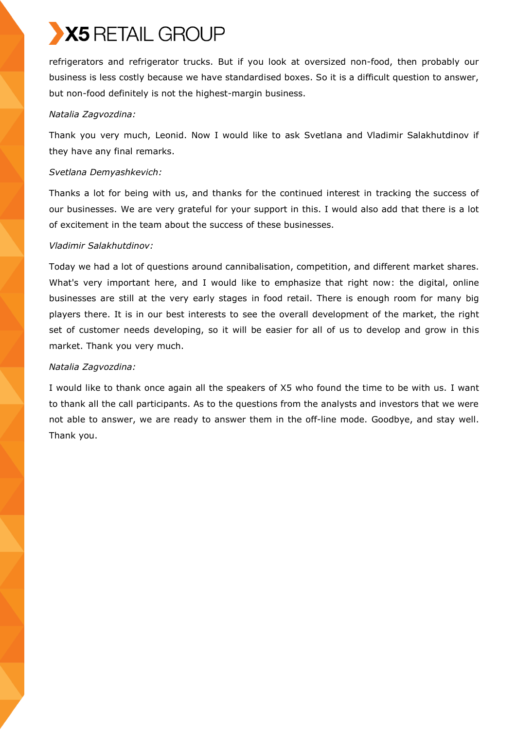refrigerators and refrigerator trucks. But if you look at oversized non-food, then probably our business is less costly because we have standardised boxes. So it is a difficult question to answer, but non-food definitely is not the highest-margin business.

*Natalia Zagvozdina:*

Thank you very much, Leonid. Now I would like to ask Svetlana and Vladimir Salakhutdinov if they have any final remarks.

*Svetlana Demyashkevich:*

Thanks a lot for being with us, and thanks for the continued interest in tracking the success of our businesses. We are very grateful for your support in this. I would also add that there is a lot of excitement in the team about the success of these businesses.

*Vladimir Salakhutdinov:*

Today we had a lot of questions around cannibalisation, competition, and different market shares. What's very important here, and I would like to emphasize that right now: the digital, online businesses are still at the very early stages in food retail. There is enough room for many big players there. It is in our best interests to see the overall development of the market, the right set of customer needs developing, so it will be easier for all of us to develop and grow in this market. Thank you very much.

*Natalia Zagvozdina:*

I would like to thank once again all the speakers of X5 who found the time to be with us. I want to thank all the call participants. As to the questions from the analysts and investors that we were not able to answer, we are ready to answer them in the off-line mode. Goodbye, and stay well. Thank you.